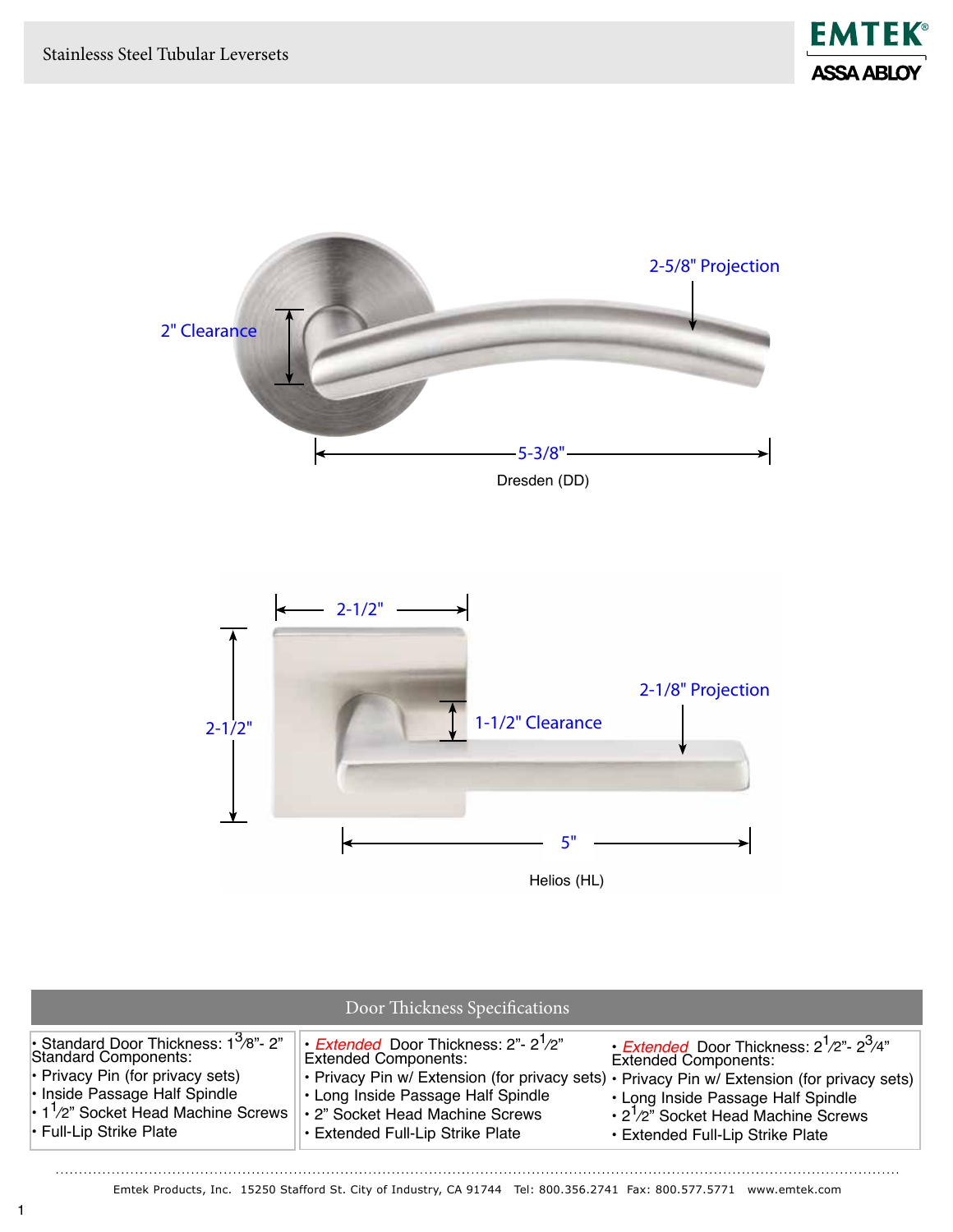# Stainlesss Steel Tubular Leversets

EMTEK ASSA ABLOY

2" Clearance

2-5/8" Projection

5-3/8"

Dresden (DD)

2-1/2"

2-1/2"

1-1/2" Clearance

2-1/8" Projection

5"

Helios (HL)

## Door Thickness Specifications

| Standard | Extended | Extended |
|---|---|---|
| • Standard Door Thickness: 1-3/8"- 2"<br>Standard Components:<br>• Privacy Pin (for privacy sets)<br>• Inside Passage Half Spindle<br>• 1-1/2" Socket Head Machine Screws<br>• Full-Lip Strike Plate | • *Extended* Door Thickness: 2"- 2-1/2"<br>Extended Components:<br>• Privacy Pin w/ Extension (for privacy sets)<br>• Long Inside Passage Half Spindle<br>• 2" Socket Head Machine Screws<br>• Extended Full-Lip Strike Plate | • *Extended* Door Thickness: 2-1/2"- 2-3/4"<br>Extended Components:<br>• Privacy Pin w/ Extension (for privacy sets)<br>• Long Inside Passage Half Spindle<br>• 2-1/2" Socket Head Machine Screws<br>• Extended Full-Lip Strike Plate |

Emtek Products, Inc. 15250 Stafford St. City of Industry, CA 91744 Tel: 800.356.2741 Fax: 800.577.5771 www.emtek.com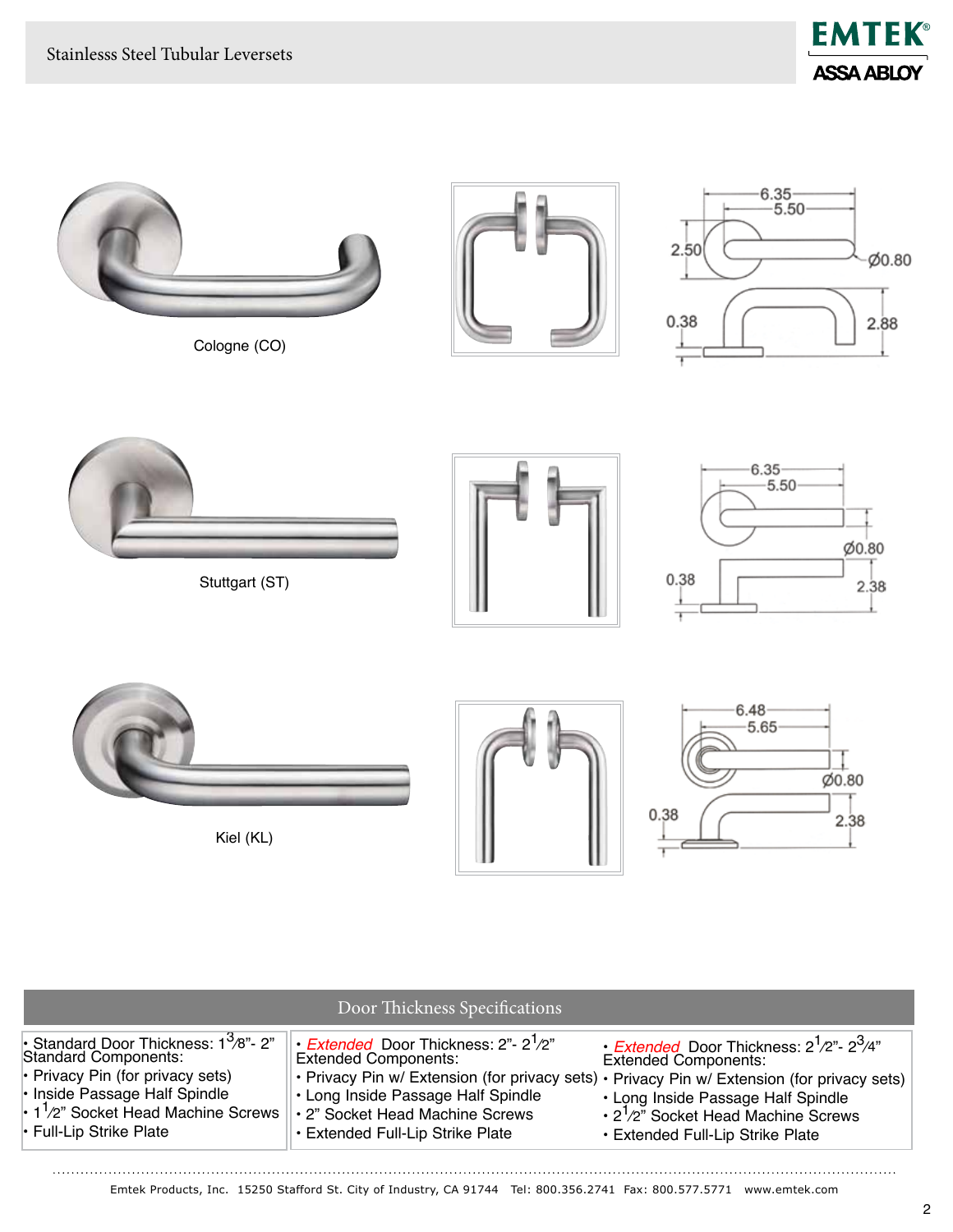# Stainlesss Steel Tubular Leversets

Cologne (CO)

6.35
5.50
2.50
Ø0.80
0.38
2.88

Stuttgart (ST)

6.35
5.50
Ø0.80
0.38
2.38

Kiel (KL)

6.48
5.65
Ø0.80
0.38
2.38

## Door Thickness Specifications

| • Standard Door Thickness: 1 3/8" - 2" | • *Extended* Door Thickness: 2" - 2 1/2" | • *Extended* Door Thickness: 2 1/2" - 2 3/4" |
|---|---|---|
| Standard Components: | Extended Components: | Extended Components: |
| • Privacy Pin (for privacy sets) | • Privacy Pin w/ Extension (for privacy sets) | • Privacy Pin w/ Extension (for privacy sets) |
| • Inside Passage Half Spindle | • Long Inside Passage Half Spindle | • Long Inside Passage Half Spindle |
| • 1 1/2" Socket Head Machine Screws | • 2" Socket Head Machine Screws | • 2 1/2" Socket Head Machine Screws |
| • Full-Lip Strike Plate | • Extended Full-Lip Strike Plate | • Extended Full-Lip Strike Plate |

Emtek Products, Inc. 15250 Stafford St. City of Industry, CA 91744 Tel: 800.356.2741 Fax: 800.577.5771 www.emtek.com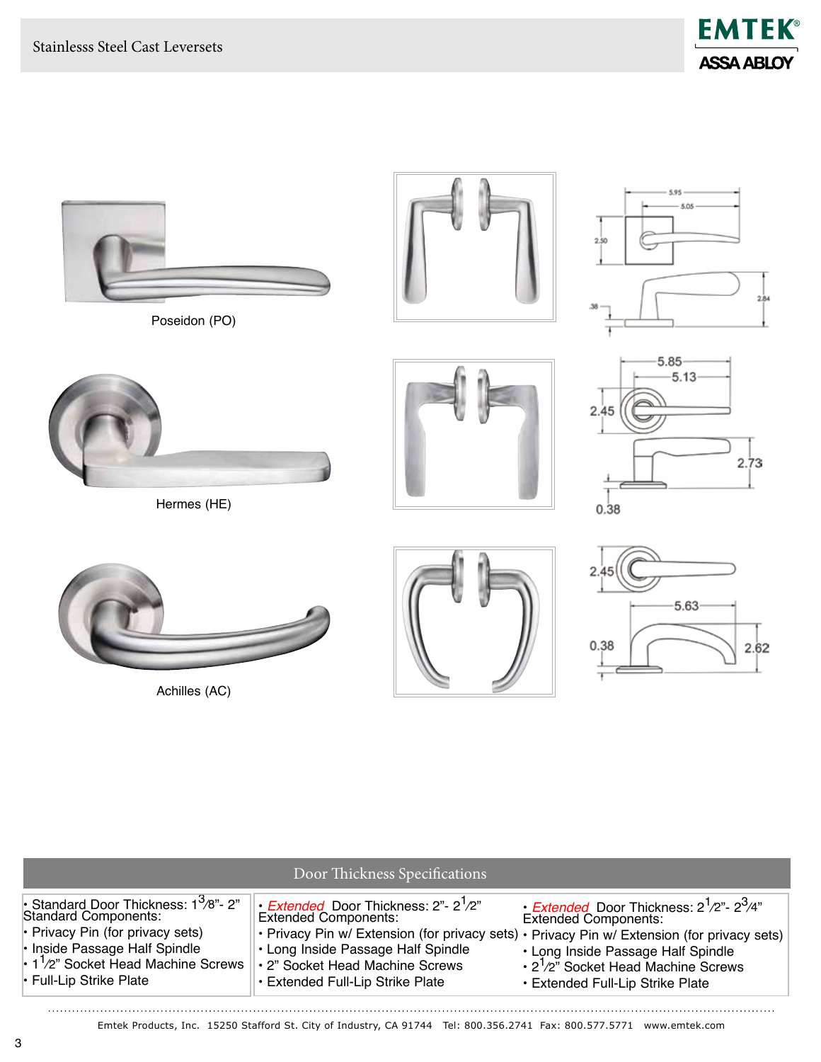# Stainlesss Steel Cast Leversets

Poseidon (PO)

Hermes (HE)

Achilles (AC)

## Door Thickness Specifications

| | | |
|---|---|---|
| • Standard Door Thickness: 1$^{3}/_{8}$"- 2"<br>Standard Components:<br>• Privacy Pin (for privacy sets)<br>• Inside Passage Half Spindle<br>• 1$^{1}/_{2}$" Socket Head Machine Screws<br>• Full-Lip Strike Plate | • *Extended* Door Thickness: 2"- 2$^{1}/_{2}$"<br>Extended Components:<br>• Privacy Pin w/ Extension (for privacy sets)<br>• Long Inside Passage Half Spindle<br>• 2" Socket Head Machine Screws<br>• Extended Full-Lip Strike Plate | • *Extended* Door Thickness: 2$^{1}/_{2}$"- 2$^{3}/_{4}$"<br>Extended Components:<br>• Privacy Pin w/ Extension (for privacy sets)<br>• Long Inside Passage Half Spindle<br>• 2$^{1}/_{2}$" Socket Head Machine Screws<br>• Extended Full-Lip Strike Plate |

Emtek Products, Inc. 15250 Stafford St. City of Industry, CA 91744 Tel: 800.356.2741 Fax: 800.577.5771 www.emtek.com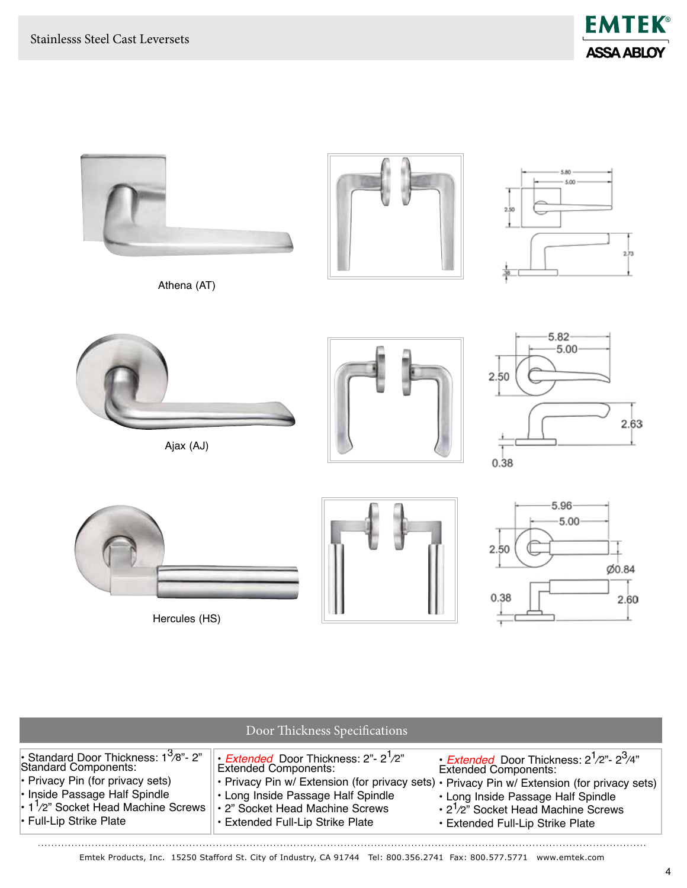# Stainlesss Steel Cast Leversets

Athena (AT)

Ajax (AJ)

Hercules (HS)

## Door Thickness Specifications

| • Standard Door Thickness: $1\frac{3}{8}$"- 2" Standard Components: | • *Extended* Door Thickness: 2"- $2\frac{1}{2}$" Extended Components: | • *Extended* Door Thickness: $2\frac{1}{2}$"- $2\frac{3}{4}$" Extended Components: |
|---|---|---|
| • Privacy Pin (for privacy sets) | • Privacy Pin w/ Extension (for privacy sets) | • Privacy Pin w/ Extension (for privacy sets) |
| • Inside Passage Half Spindle | • Long Inside Passage Half Spindle | • Long Inside Passage Half Spindle |
| • $1\frac{1}{2}$" Socket Head Machine Screws | • 2" Socket Head Machine Screws | • $2\frac{1}{2}$" Socket Head Machine Screws |
| • Full-Lip Strike Plate | • Extended Full-Lip Strike Plate | • Extended Full-Lip Strike Plate |

Emtek Products, Inc. 15250 Stafford St. City of Industry, CA 91744 Tel: 800.356.2741 Fax: 800.577.5771 www.emtek.com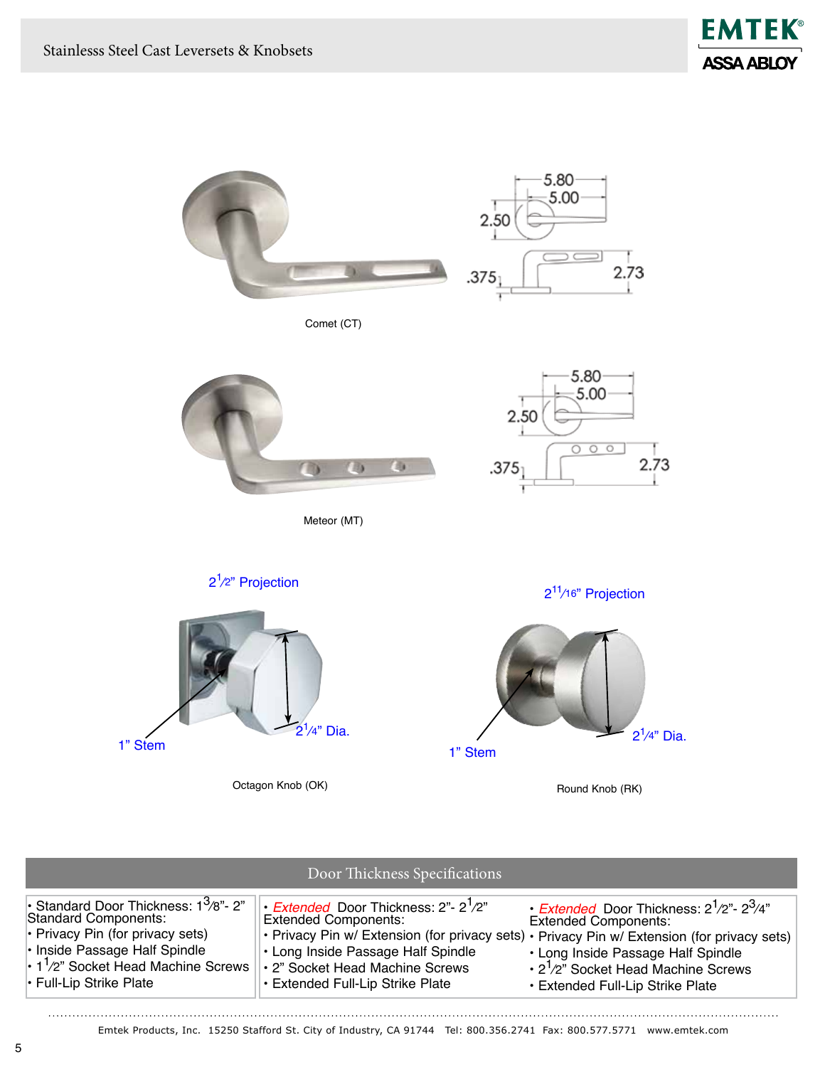# Stainlesss Steel Cast Leversets & Knobsets

5.80
5.00
2.50
.375
2.73

Comet (CT)

5.80
5.00
2.50
.375
2.73

Meteor (MT)

2½" Projection

1" Stem

2¼" Dia.

Octagon Knob (OK)

2¹¹⁄₁₆" Projection

1" Stem

2¼" Dia.

Round Knob (RK)

## Door Thickness Specifications

| | | |
|---|---|---|
| • Standard Door Thickness: 1⅜"- 2"<br>Standard Components:<br>• Privacy Pin (for privacy sets)<br>• Inside Passage Half Spindle<br>• 1½" Socket Head Machine Screws<br>• Full-Lip Strike Plate | • *Extended* Door Thickness: 2"- 2½"<br>Extended Components:<br>• Privacy Pin w/ Extension (for privacy sets)<br>• Long Inside Passage Half Spindle<br>• 2" Socket Head Machine Screws<br>• Extended Full-Lip Strike Plate | • *Extended* Door Thickness: 2½"- 2¾"<br>Extended Components:<br>• Privacy Pin w/ Extension (for privacy sets)<br>• Long Inside Passage Half Spindle<br>• 2½" Socket Head Machine Screws<br>• Extended Full-Lip Strike Plate |

Emtek Products, Inc. 15250 Stafford St. City of Industry, CA 91744 Tel: 800.356.2741 Fax: 800.577.5771 www.emtek.com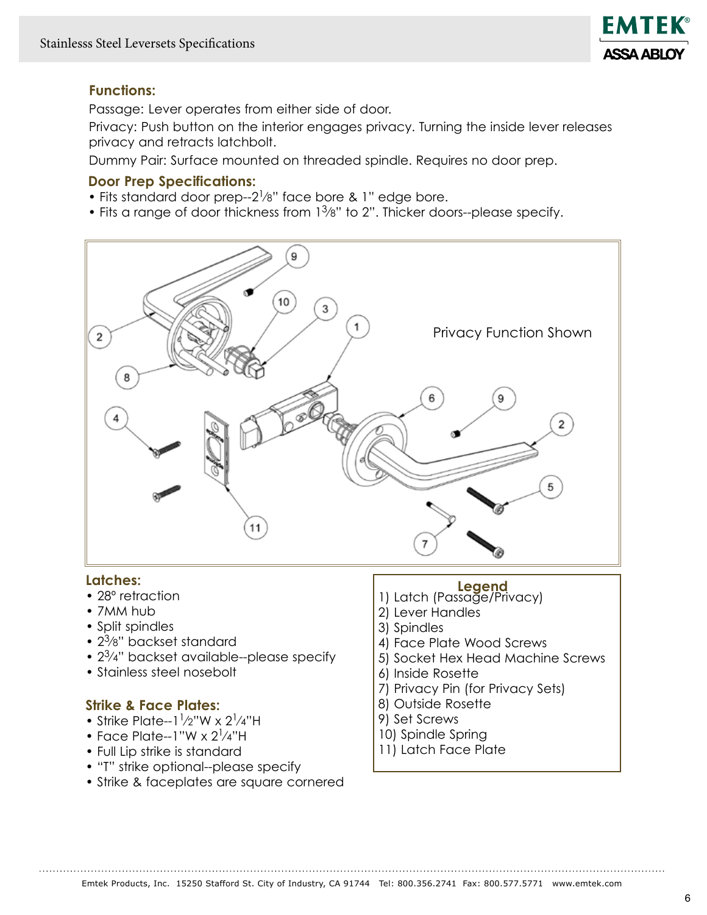## Functions:

Passage: Lever operates from either side of door.

Privacy: Push button on the interior engages privacy. Turning the inside lever releases privacy and retracts latchbolt.

Dummy Pair: Surface mounted on threaded spindle. Requires no door prep.

## Door Prep Specifications:

- Fits standard door prep--2⅛" face bore & 1" edge bore.
- Fits a range of door thickness from 1⅜" to 2". Thicker doors--please specify.

Privacy Function Shown

9
10
3
1
2
8
6
9
2
4
5
11
7

## Latches:

- 28° retraction
- 7MM hub
- Split spindles
- 2⅜" backset standard
- 2¾" backset available--please specify
- Stainless steel nosebolt

## Strike & Face Plates:

- Strike Plate--1½"W x 2¼"H
- Face Plate--1"W x 2¼"H
- Full Lip strike is standard
- "T" strike optional--please specify
- Strike & faceplates are square cornered

### Legend

1) Latch (Passage/Privacy)
2) Lever Handles
3) Spindles
4) Face Plate Wood Screws
5) Socket Hex Head Machine Screws
6) Inside Rosette
7) Privacy Pin (for Privacy Sets)
8) Outside Rosette
9) Set Screws
10) Spindle Spring
11) Latch Face Plate

Emtek Products, Inc. 15250 Stafford St. City of Industry, CA 91744 Tel: 800.356.2741 Fax: 800.577.5771 www.emtek.com